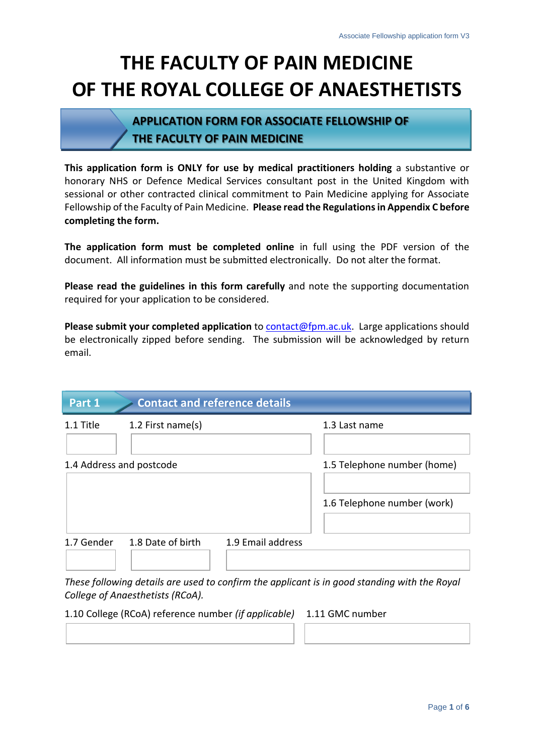# THE FACULTY OF PAIN MEDICINE OF THE ROYAL COLLEGE OF ANAESTHETISTS

## APPLICATION FORM FOR ASSOCIATE FELLOWSHIP OF THE FACULTY OF PAIN MEDICINE

**This application form is ONLY for use by medical practitioners holding** a substantive or honorary NHS or Defence Medical Services consultant post in the United Kingdom with sessional or other contracted clinical commitment to Pain Medicine applying for Associate Fellowship of the Faculty of Pain Medicine. **Please read the Regulations in Appendix C before completing the form.**

**The application form must be completed online** in full using the PDF version of the document. All information must be submitted electronically. Do not alter the format.

**Please read the guidelines in this form carefully** and note the supporting documentation required for your application to be considered.

**Please submit your completed application** to contact@fpm.ac.uk. Large applications should be electronically zipped before sending. The submission will be acknowledged by return email.

## Part 1 Contact and reference details

1.1 Title

1.2 First name(s)

1.3 Last name

1.4 Address and postcode

1.5 Telephone number (home)

1.6 Telephone number (work)

1.7 Gender

1.8 Date of birth

1.9 Email address

*These following details are used to confirm the applicant is in good standing with the Royal College of Anaesthetists (RCoA).*

1.10 College (RCoA) reference number *(if applicable)*

1.11 GMC number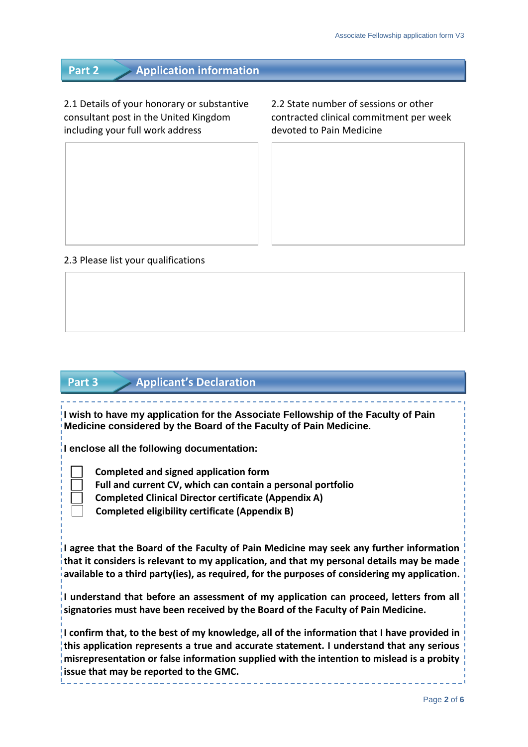## Part 2 Application information

2.1 Details of your honorary or substantive consultant post in the United Kingdom including your full work address

2.2 State number of sessions or other contracted clinical commitment per week devoted to Pain Medicine

2.3 Please list your qualifications

## Part 3 Applicant's Declaration

**I wish to have my application for the Associate Fellowship of the Faculty of Pain Medicine considered by the Board of the Faculty of Pain Medicine.**

**I enclose all the following documentation:**

- ☐ **Completed and signed application form**
- ☐ **Full and current CV, which can contain a personal portfolio**
- ☐ **Completed Clinical Director certificate (Appendix A)**
- ☐ **Completed eligibility certificate (Appendix B)**

**I agree that the Board of the Faculty of Pain Medicine may seek any further information that it considers is relevant to my application, and that my personal details may be made available to a third party(ies), as required, for the purposes of considering my application.**

**I understand that before an assessment of my application can proceed, letters from all signatories must have been received by the Board of the Faculty of Pain Medicine.**

**I confirm that, to the best of my knowledge, all of the information that I have provided in this application represents a true and accurate statement. I understand that any serious misrepresentation or false information supplied with the intention to mislead is a probity issue that may be reported to the GMC.**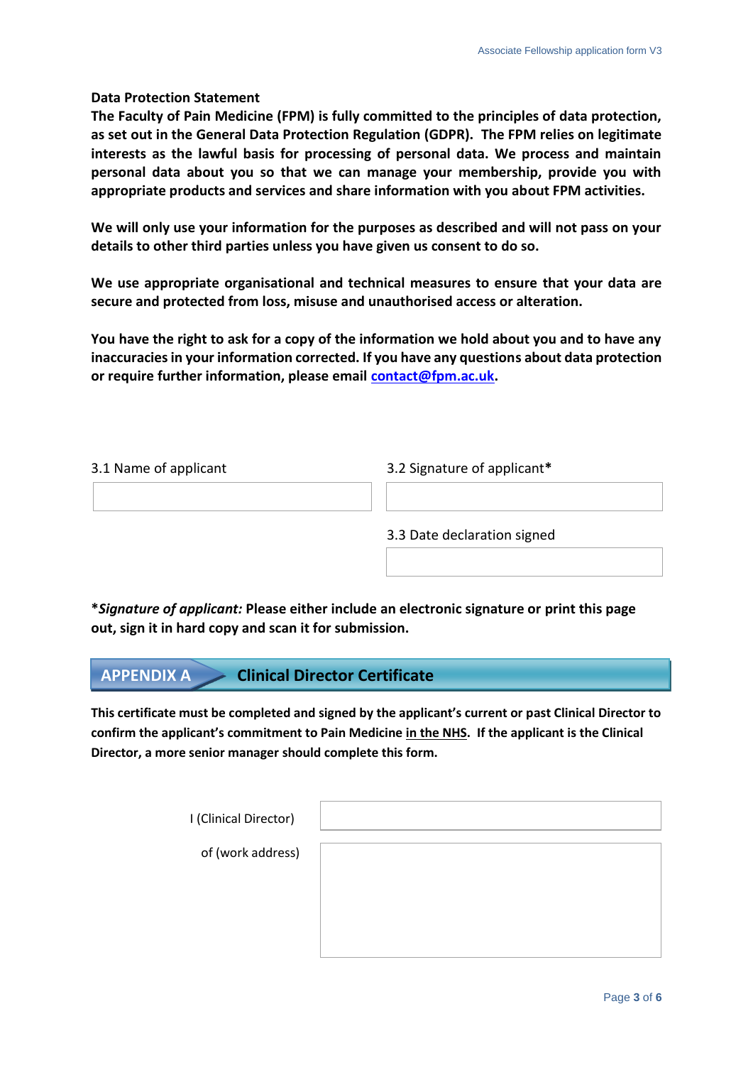**Data Protection Statement**

**The Faculty of Pain Medicine (FPM) is fully committed to the principles of data protection, as set out in the General Data Protection Regulation (GDPR). The FPM relies on legitimate interests as the lawful basis for processing of personal data. We process and maintain personal data about you so that we can manage your membership, provide you with appropriate products and services and share information with you about FPM activities.**

**We will only use your information for the purposes as described and will not pass on your details to other third parties unless you have given us consent to do so.**

**We use appropriate organisational and technical measures to ensure that your data are secure and protected from loss, misuse and unauthorised access or alteration.**

**You have the right to ask for a copy of the information we hold about you and to have any inaccuracies in your information corrected. If you have any questions about data protection or require further information, please email contact@fpm.ac.uk.**

| 3.1 Name of applicant | 3.2 Signature of applicant* |
|---|---|
| | |
| | 3.3 Date declaration signed |
| | |

***Signature of applicant:*** **Please either include an electronic signature or print this page out, sign it in hard copy and scan it for submission.**

## APPENDIX A Clinical Director Certificate

**This certificate must be completed and signed by the applicant's current or past Clinical Director to confirm the applicant's commitment to Pain Medicine in the NHS. If the applicant is the Clinical Director, a more senior manager should complete this form.**

| | |
|---|---|
| I (Clinical Director) | |
| of (work address) | |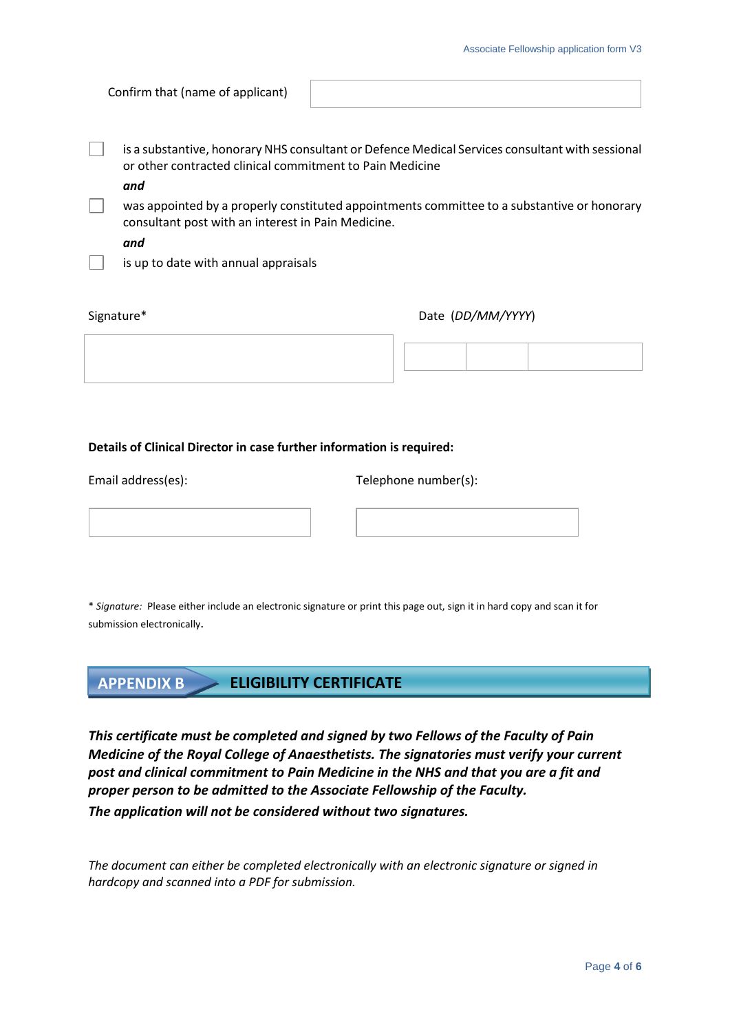Confirm that (name of applicant) ____________________

- [ ] is a substantive, honorary NHS consultant or Defence Medical Services consultant with sessional or other contracted clinical commitment to Pain Medicine

  ***and***

- [ ] was appointed by a properly constituted appointments committee to a substantive or honorary consultant post with an interest in Pain Medicine.

  ***and***

- [ ] is up to date with annual appraisals

Signature* ____________________

Date (*DD/MM/YYYY*) ____ / ____ / ________

**Details of Clinical Director in case further information is required:**

Email address(es): ____________________

Telephone number(s): ____________________

\* *Signature:* Please either include an electronic signature or print this page out, sign it in hard copy and scan it for submission electronically.

## APPENDIX B ELIGIBILITY CERTIFICATE

***This certificate must be completed and signed by two Fellows of the Faculty of Pain Medicine of the Royal College of Anaesthetists. The signatories must verify your current post and clinical commitment to Pain Medicine in the NHS and that you are a fit and proper person to be admitted to the Associate Fellowship of the Faculty.***

***The application will not be considered without two signatures.***

*The document can either be completed electronically with an electronic signature or signed in hardcopy and scanned into a PDF for submission.*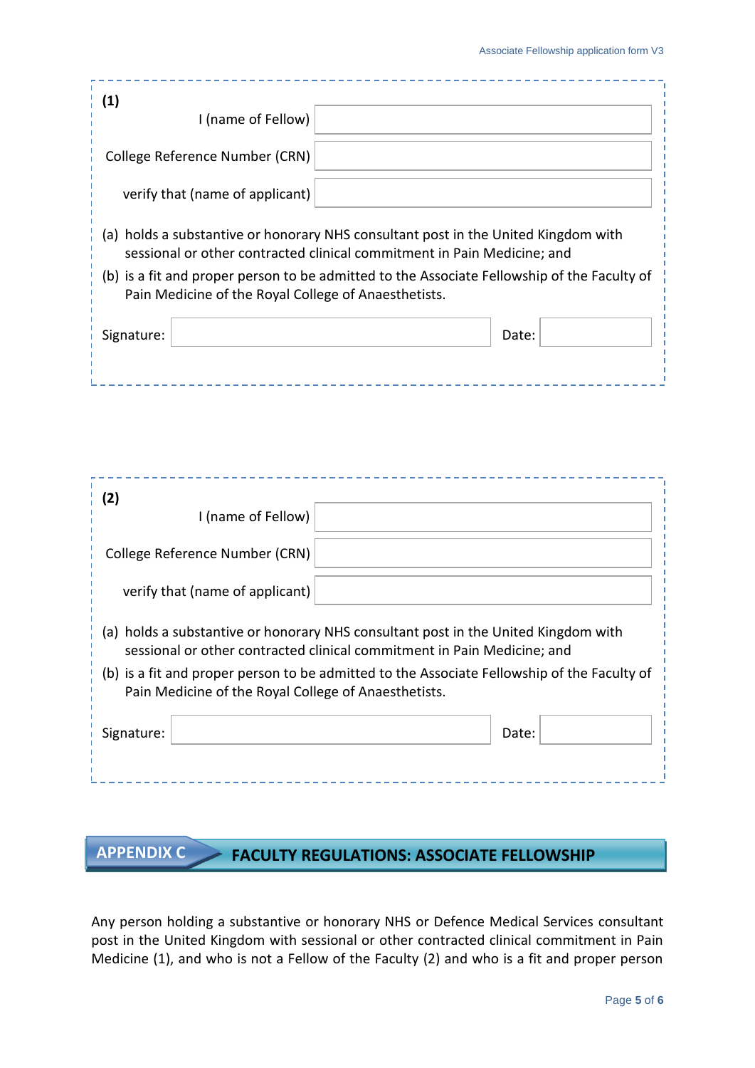**(1)**

| | |
|---|---|
| I (name of Fellow) | |
| College Reference Number (CRN) | |
| verify that (name of applicant) | |

(a) holds a substantive or honorary NHS consultant post in the United Kingdom with sessional or other contracted clinical commitment in Pain Medicine; and

(b) is a fit and proper person to be admitted to the Associate Fellowship of the Faculty of Pain Medicine of the Royal College of Anaesthetists.

| Signature: | | Date: | |
|---|---|---|---|

**(2)**

| | |
|---|---|
| I (name of Fellow) | |
| College Reference Number (CRN) | |
| verify that (name of applicant) | |

(a) holds a substantive or honorary NHS consultant post in the United Kingdom with sessional or other contracted clinical commitment in Pain Medicine; and

(b) is a fit and proper person to be admitted to the Associate Fellowship of the Faculty of Pain Medicine of the Royal College of Anaesthetists.

| Signature: | | Date: | |
|---|---|---|---|

## APPENDIX C FACULTY REGULATIONS: ASSOCIATE FELLOWSHIP

Any person holding a substantive or honorary NHS or Defence Medical Services consultant post in the United Kingdom with sessional or other contracted clinical commitment in Pain Medicine (1), and who is not a Fellow of the Faculty (2) and who is a fit and proper person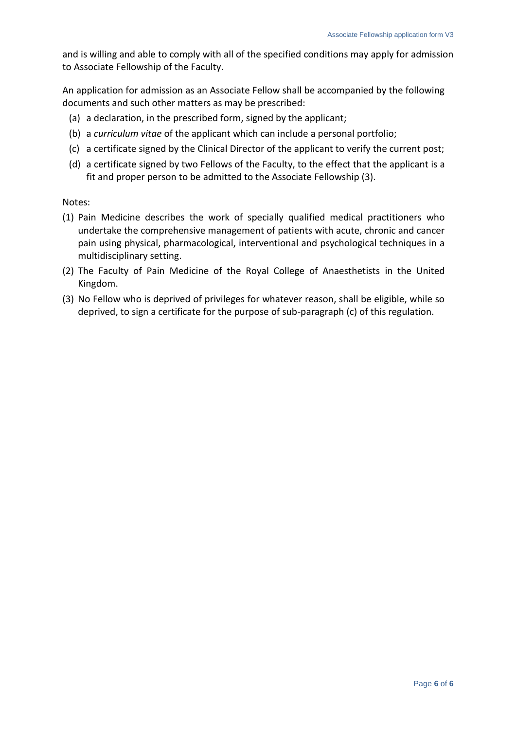and is willing and able to comply with all of the specified conditions may apply for admission to Associate Fellowship of the Faculty.

An application for admission as an Associate Fellow shall be accompanied by the following documents and such other matters as may be prescribed:

(a) a declaration, in the prescribed form, signed by the applicant;
(b) a *curriculum vitae* of the applicant which can include a personal portfolio;
(c) a certificate signed by the Clinical Director of the applicant to verify the current post;
(d) a certificate signed by two Fellows of the Faculty, to the effect that the applicant is a fit and proper person to be admitted to the Associate Fellowship (3).

Notes:

(1) Pain Medicine describes the work of specially qualified medical practitioners who undertake the comprehensive management of patients with acute, chronic and cancer pain using physical, pharmacological, interventional and psychological techniques in a multidisciplinary setting.
(2) The Faculty of Pain Medicine of the Royal College of Anaesthetists in the United Kingdom.
(3) No Fellow who is deprived of privileges for whatever reason, shall be eligible, while so deprived, to sign a certificate for the purpose of sub-paragraph (c) of this regulation.